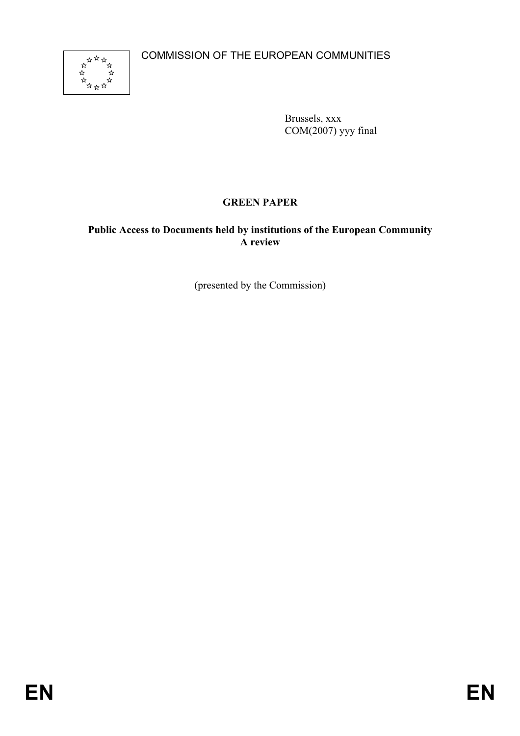COMMISSION OF THE EUROPEAN COMMUNITIES

Brussels, xxx
COM(2007) yyy final

# GREEN PAPER

**Public Access to Documents held by institutions of the European Community**
**A review**

(presented by the Commission)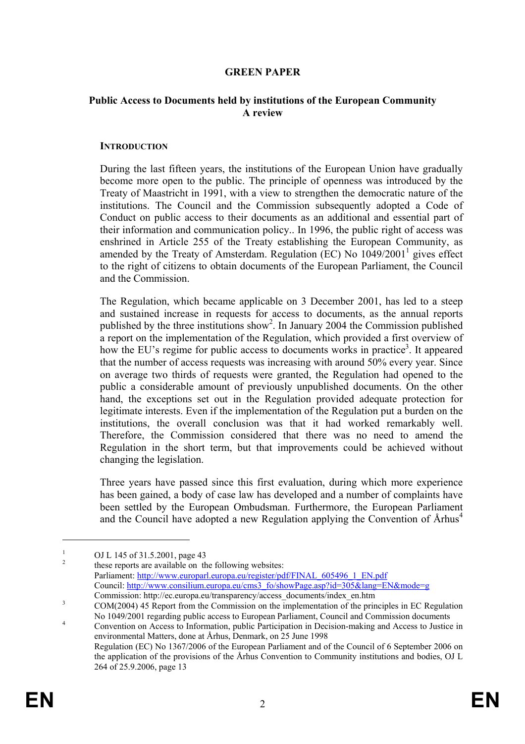# GREEN PAPER

## Public Access to Documents held by institutions of the European Community A review

### INTRODUCTION

During the last fifteen years, the institutions of the European Union have gradually become more open to the public. The principle of openness was introduced by the Treaty of Maastricht in 1991, with a view to strengthen the democratic nature of the institutions. The Council and the Commission subsequently adopted a Code of Conduct on public access to their documents as an additional and essential part of their information and communication policy.. In 1996, the public right of access was enshrined in Article 255 of the Treaty establishing the European Community, as amended by the Treaty of Amsterdam. Regulation (EC) No 1049/2001[1] gives effect to the right of citizens to obtain documents of the European Parliament, the Council and the Commission.

The Regulation, which became applicable on 3 December 2001, has led to a steep and sustained increase in requests for access to documents, as the annual reports published by the three institutions show[2]. In January 2004 the Commission published a report on the implementation of the Regulation, which provided a first overview of how the EU's regime for public access to documents works in practice[3]. It appeared that the number of access requests was increasing with around 50% every year. Since on average two thirds of requests were granted, the Regulation had opened to the public a considerable amount of previously unpublished documents. On the other hand, the exceptions set out in the Regulation provided adequate protection for legitimate interests. Even if the implementation of the Regulation put a burden on the institutions, the overall conclusion was that it had worked remarkably well. Therefore, the Commission considered that there was no need to amend the Regulation in the short term, but that improvements could be achieved without changing the legislation.

Three years have passed since this first evaluation, during which more experience has been gained, a body of case law has developed and a number of complaints have been settled by the European Ombudsman. Furthermore, the European Parliament and the Council have adopted a new Regulation applying the Convention of Århus[4]

---

[1] OJ L 145 of 31.5.2001, page 43

[2] these reports are available on the following websites:
Parliament: http://www.europarl.europa.eu/register/pdf/FINAL_605496_1_EN.pdf
Council: http://www.consilium.europa.eu/cms3_fo/showPage.asp?id=305&lang=EN&mode=g
Commission: http://ec.europa.eu/transparency/access_documents/index_en.htm

[3] COM(2004) 45 Report from the Commission on the implementation of the principles in EC Regulation No 1049/2001 regarding public access to European Parliament, Council and Commission documents

[4] Convention on Access to Information, public Participation in Decision-making and Access to Justice in environmental Matters, done at Århus, Denmark, on 25 June 1998
Regulation (EC) No 1367/2006 of the European Parliament and of the Council of 6 September 2006 on the application of the provisions of the Århus Convention to Community institutions and bodies, OJ L 264 of 25.9.2006, page 13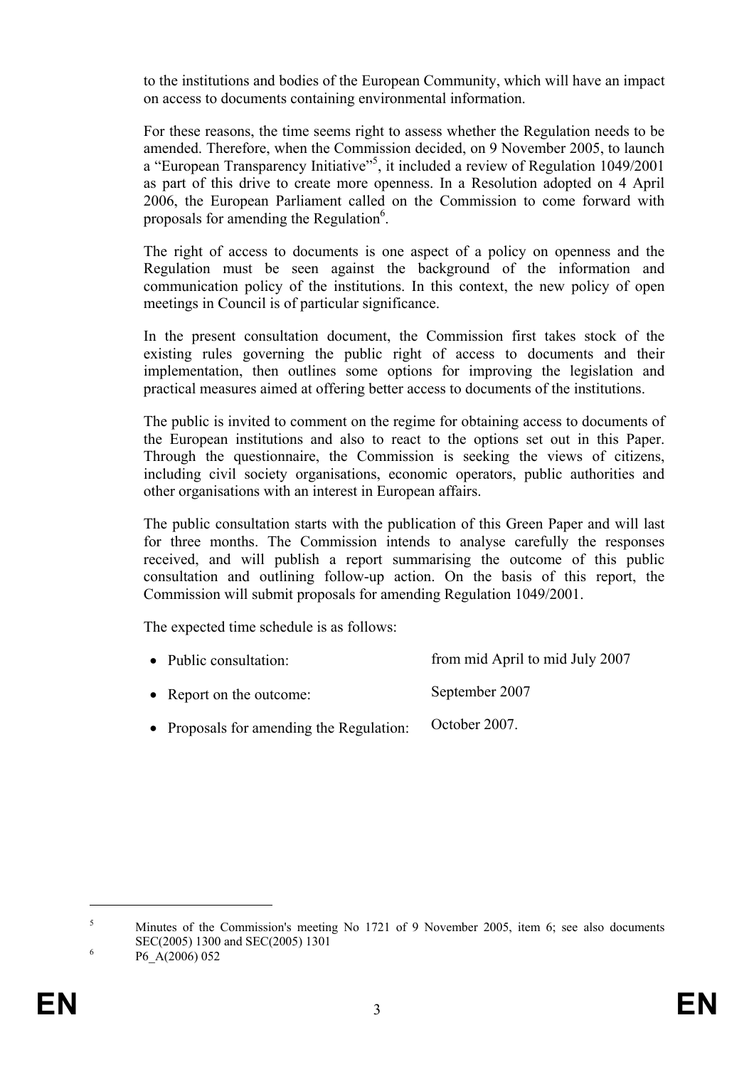to the institutions and bodies of the European Community, which will have an impact on access to documents containing environmental information.

For these reasons, the time seems right to assess whether the Regulation needs to be amended. Therefore, when the Commission decided, on 9 November 2005, to launch a "European Transparency Initiative"[5], it included a review of Regulation 1049/2001 as part of this drive to create more openness. In a Resolution adopted on 4 April 2006, the European Parliament called on the Commission to come forward with proposals for amending the Regulation[6].

The right of access to documents is one aspect of a policy on openness and the Regulation must be seen against the background of the information and communication policy of the institutions. In this context, the new policy of open meetings in Council is of particular significance.

In the present consultation document, the Commission first takes stock of the existing rules governing the public right of access to documents and their implementation, then outlines some options for improving the legislation and practical measures aimed at offering better access to documents of the institutions.

The public is invited to comment on the regime for obtaining access to documents of the European institutions and also to react to the options set out in this Paper. Through the questionnaire, the Commission is seeking the views of citizens, including civil society organisations, economic operators, public authorities and other organisations with an interest in European affairs.

The public consultation starts with the publication of this Green Paper and will last for three months. The Commission intends to analyse carefully the responses received, and will publish a report summarising the outcome of this public consultation and outlining follow-up action. On the basis of this report, the Commission will submit proposals for amending Regulation 1049/2001.

The expected time schedule is as follows:

- Public consultation: from mid April to mid July 2007
- Report on the outcome: September 2007
- Proposals for amending the Regulation: October 2007.

---

[5] Minutes of the Commission's meeting No 1721 of 9 November 2005, item 6; see also documents SEC(2005) 1300 and SEC(2005) 1301

[6] P6_A(2006) 052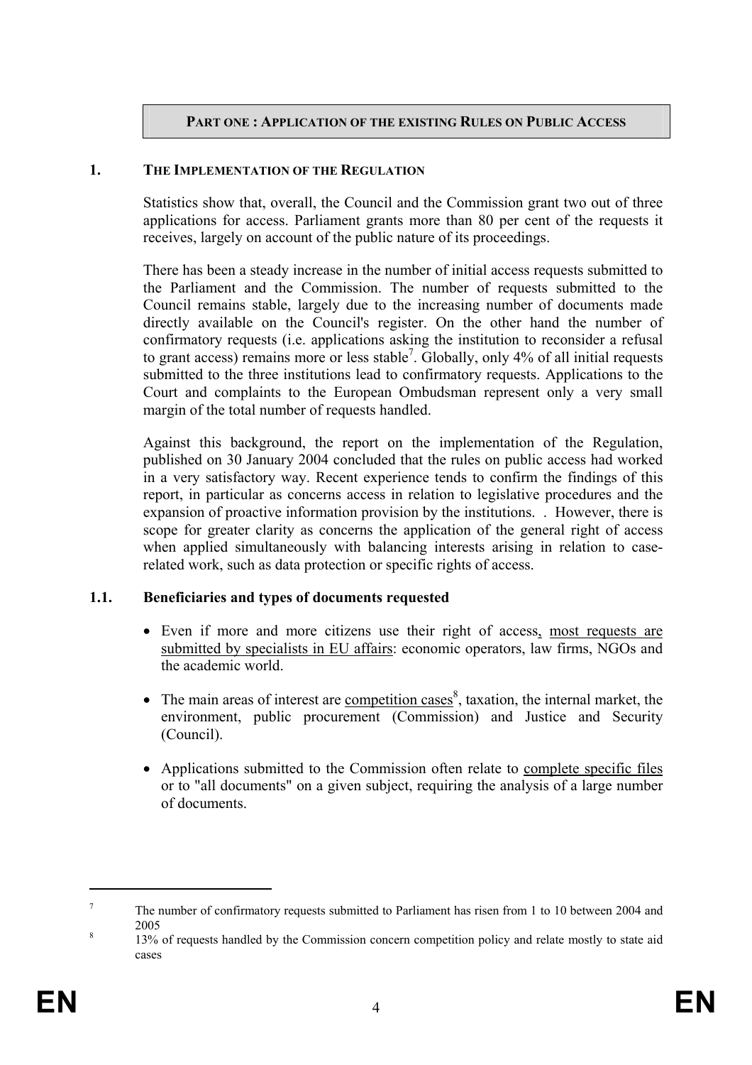## PART ONE : APPLICATION OF THE EXISTING RULES ON PUBLIC ACCESS

### 1. THE IMPLEMENTATION OF THE REGULATION

Statistics show that, overall, the Council and the Commission grant two out of three applications for access. Parliament grants more than 80 per cent of the requests it receives, largely on account of the public nature of its proceedings.

There has been a steady increase in the number of initial access requests submitted to the Parliament and the Commission. The number of requests submitted to the Council remains stable, largely due to the increasing number of documents made directly available on the Council's register. On the other hand the number of confirmatory requests (i.e. applications asking the institution to reconsider a refusal to grant access) remains more or less stable[7]. Globally, only 4% of all initial requests submitted to the three institutions lead to confirmatory requests. Applications to the Court and complaints to the European Ombudsman represent only a very small margin of the total number of requests handled.

Against this background, the report on the implementation of the Regulation, published on 30 January 2004 concluded that the rules on public access had worked in a very satisfactory way. Recent experience tends to confirm the findings of this report, in particular as concerns access in relation to legislative procedures and the expansion of proactive information provision by the institutions. . However, there is scope for greater clarity as concerns the application of the general right of access when applied simultaneously with balancing interests arising in relation to case-related work, such as data protection or specific rights of access.

#### 1.1. Beneficiaries and types of documents requested

- Even if more and more citizens use their right of access, most requests are submitted by specialists in EU affairs: economic operators, law firms, NGOs and the academic world.
- The main areas of interest are competition cases[8], taxation, the internal market, the environment, public procurement (Commission) and Justice and Security (Council).
- Applications submitted to the Commission often relate to complete specific files or to "all documents" on a given subject, requiring the analysis of a large number of documents.

---

[7] The number of confirmatory requests submitted to Parliament has risen from 1 to 10 between 2004 and 2005

[8] 13% of requests handled by the Commission concern competition policy and relate mostly to state aid cases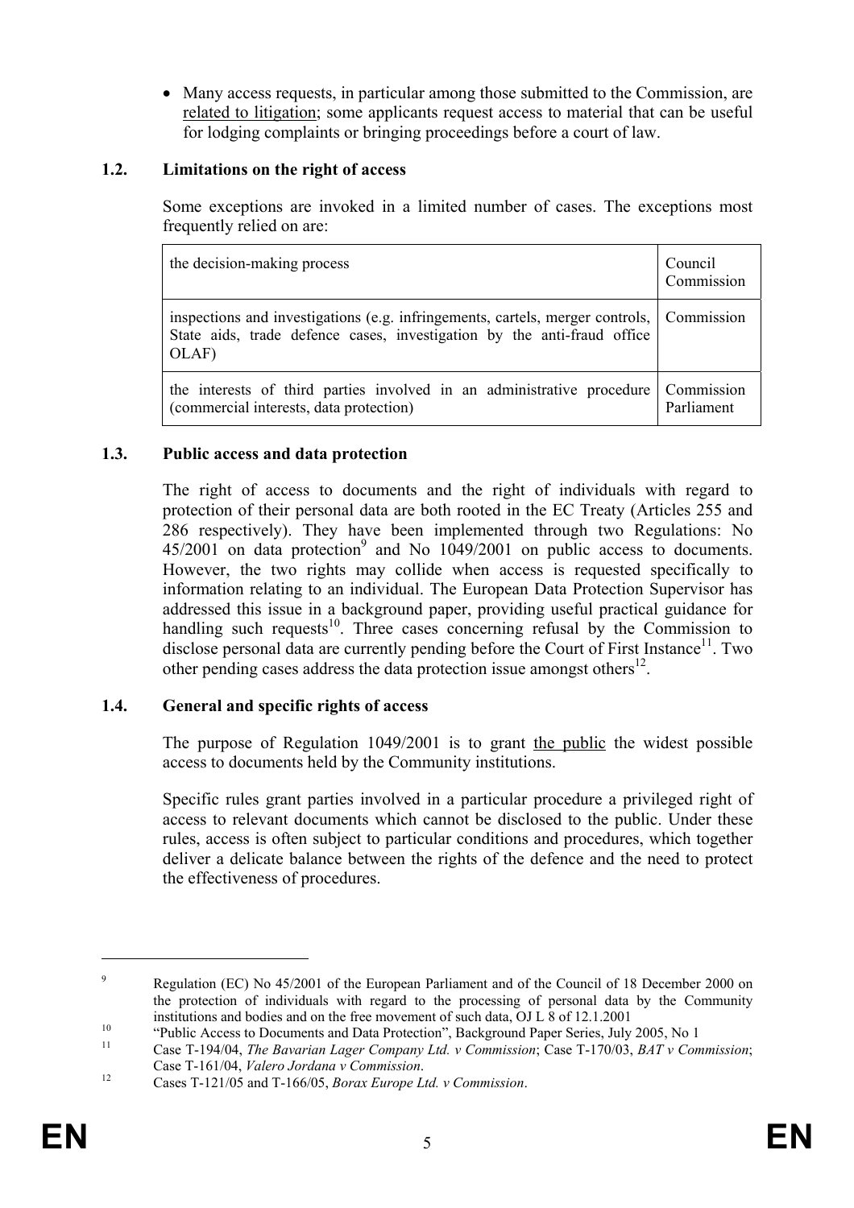- Many access requests, in particular among those submitted to the Commission, are related to litigation; some applicants request access to material that can be useful for lodging complaints or bringing proceedings before a court of law.

### 1.2. Limitations on the right of access

Some exceptions are invoked in a limited number of cases. The exceptions most frequently relied on are:

| | |
|---|---|
| the decision-making process | Council Commission |
| inspections and investigations (e.g. infringements, cartels, merger controls, State aids, trade defence cases, investigation by the anti-fraud office OLAF) | Commission |
| the interests of third parties involved in an administrative procedure (commercial interests, data protection) | Commission Parliament |

### 1.3. Public access and data protection

The right of access to documents and the right of individuals with regard to protection of their personal data are both rooted in the EC Treaty (Articles 255 and 286 respectively). They have been implemented through two Regulations: No 45/2001 on data protection[9] and No 1049/2001 on public access to documents. However, the two rights may collide when access is requested specifically to information relating to an individual. The European Data Protection Supervisor has addressed this issue in a background paper, providing useful practical guidance for handling such requests[10]. Three cases concerning refusal by the Commission to disclose personal data are currently pending before the Court of First Instance[11]. Two other pending cases address the data protection issue amongst others[12].

### 1.4. General and specific rights of access

The purpose of Regulation 1049/2001 is to grant the public the widest possible access to documents held by the Community institutions.

Specific rules grant parties involved in a particular procedure a privileged right of access to relevant documents which cannot be disclosed to the public. Under these rules, access is often subject to particular conditions and procedures, which together deliver a delicate balance between the rights of the defence and the need to protect the effectiveness of procedures.

---

[9] Regulation (EC) No 45/2001 of the European Parliament and of the Council of 18 December 2000 on the protection of individuals with regard to the processing of personal data by the Community institutions and bodies and on the free movement of such data, OJ L 8 of 12.1.2001

[10] "Public Access to Documents and Data Protection", Background Paper Series, July 2005, No 1

[11] Case T-194/04, *The Bavarian Lager Company Ltd. v Commission*; Case T-170/03, *BAT v Commission*; Case T-161/04, *Valero Jordana v Commission*.

[12] Cases T-121/05 and T-166/05, *Borax Europe Ltd. v Commission*.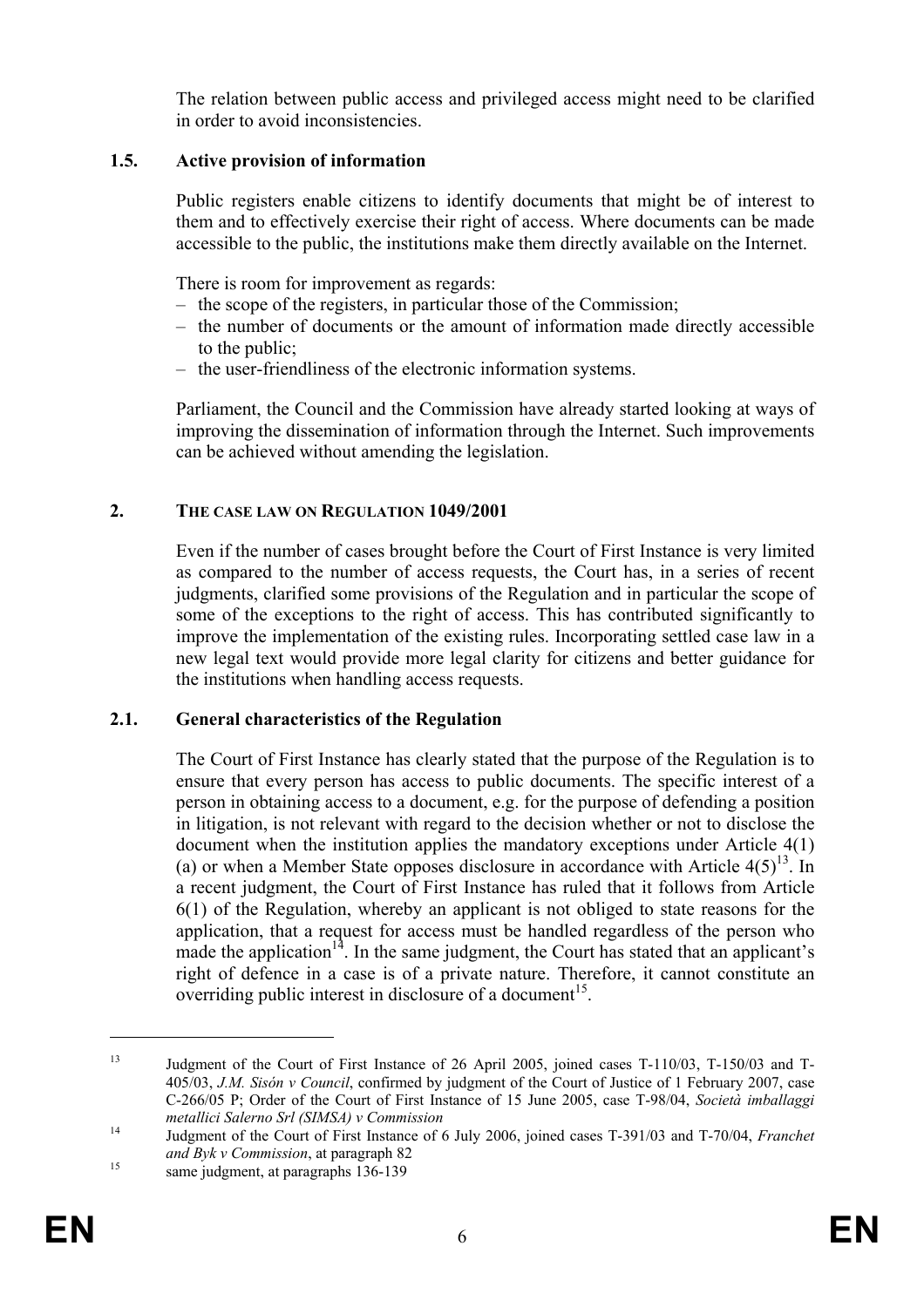The relation between public access and privileged access might need to be clarified in order to avoid inconsistencies.

### 1.5. Active provision of information

Public registers enable citizens to identify documents that might be of interest to them and to effectively exercise their right of access. Where documents can be made accessible to the public, the institutions make them directly available on the Internet.

There is room for improvement as regards:

- the scope of the registers, in particular those of the Commission;
- the number of documents or the amount of information made directly accessible to the public;
- the user-friendliness of the electronic information systems.

Parliament, the Council and the Commission have already started looking at ways of improving the dissemination of information through the Internet. Such improvements can be achieved without amending the legislation.

## 2. THE CASE LAW ON REGULATION 1049/2001

Even if the number of cases brought before the Court of First Instance is very limited as compared to the number of access requests, the Court has, in a series of recent judgments, clarified some provisions of the Regulation and in particular the scope of some of the exceptions to the right of access. This has contributed significantly to improve the implementation of the existing rules. Incorporating settled case law in a new legal text would provide more legal clarity for citizens and better guidance for the institutions when handling access requests.

### 2.1. General characteristics of the Regulation

The Court of First Instance has clearly stated that the purpose of the Regulation is to ensure that every person has access to public documents. The specific interest of a person in obtaining access to a document, e.g. for the purpose of defending a position in litigation, is not relevant with regard to the decision whether or not to disclose the document when the institution applies the mandatory exceptions under Article 4(1)(a) or when a Member State opposes disclosure in accordance with Article 4(5)[13]. In a recent judgment, the Court of First Instance has ruled that it follows from Article 6(1) of the Regulation, whereby an applicant is not obliged to state reasons for the application, that a request for access must be handled regardless of the person who made the application[14]. In the same judgment, the Court has stated that an applicant's right of defence in a case is of a private nature. Therefore, it cannot constitute an overriding public interest in disclosure of a document[15].

---

[13] Judgment of the Court of First Instance of 26 April 2005, joined cases T-110/03, T-150/03 and T-405/03, *J.M. Sisón v Council*, confirmed by judgment of the Court of Justice of 1 February 2007, case C-266/05 P; Order of the Court of First Instance of 15 June 2005, case T-98/04, *Società imballaggi metallici Salerno Srl (SIMSA) v Commission*

[14] Judgment of the Court of First Instance of 6 July 2006, joined cases T-391/03 and T-70/04, *Franchet and Byk v Commission*, at paragraph 82

[15] same judgment, at paragraphs 136-139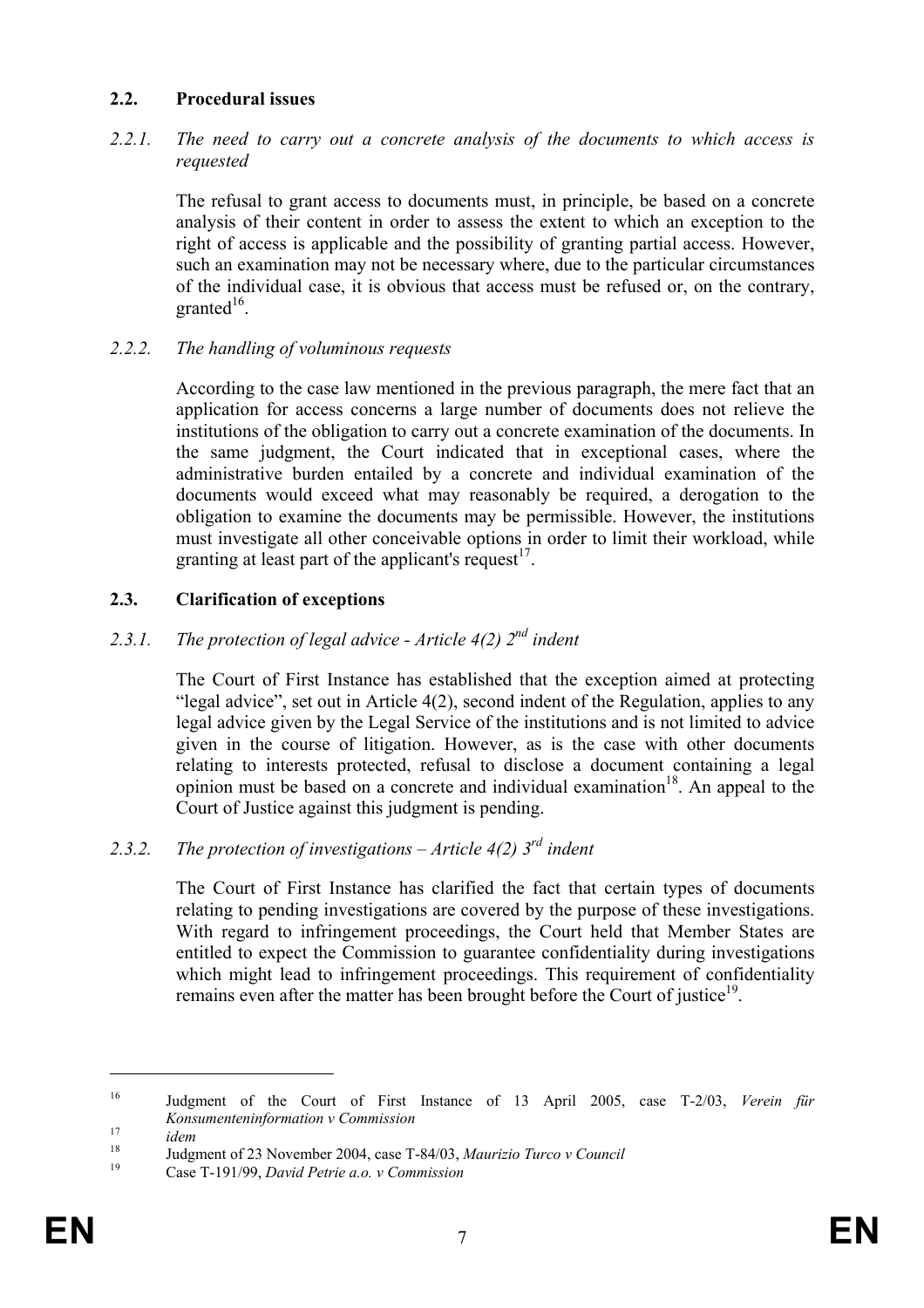## 2.2. Procedural issues

### *2.2.1. The need to carry out a concrete analysis of the documents to which access is requested*

The refusal to grant access to documents must, in principle, be based on a concrete analysis of their content in order to assess the extent to which an exception to the right of access is applicable and the possibility of granting partial access. However, such an examination may not be necessary where, due to the particular circumstances of the individual case, it is obvious that access must be refused or, on the contrary, granted[16].

### *2.2.2. The handling of voluminous requests*

According to the case law mentioned in the previous paragraph, the mere fact that an application for access concerns a large number of documents does not relieve the institutions of the obligation to carry out a concrete examination of the documents. In the same judgment, the Court indicated that in exceptional cases, where the administrative burden entailed by a concrete and individual examination of the documents would exceed what may reasonably be required, a derogation to the obligation to examine the documents may be permissible. However, the institutions must investigate all other conceivable options in order to limit their workload, while granting at least part of the applicant's request[17].

## 2.3. Clarification of exceptions

### *2.3.1. The protection of legal advice - Article 4(2) 2nd indent*

The Court of First Instance has established that the exception aimed at protecting "legal advice", set out in Article 4(2), second indent of the Regulation, applies to any legal advice given by the Legal Service of the institutions and is not limited to advice given in the course of litigation. However, as is the case with other documents relating to interests protected, refusal to disclose a document containing a legal opinion must be based on a concrete and individual examination[18]. An appeal to the Court of Justice against this judgment is pending.

### *2.3.2. The protection of investigations – Article 4(2) 3rd indent*

The Court of First Instance has clarified the fact that certain types of documents relating to pending investigations are covered by the purpose of these investigations. With regard to infringement proceedings, the Court held that Member States are entitled to expect the Commission to guarantee confidentiality during investigations which might lead to infringement proceedings. This requirement of confidentiality remains even after the matter has been brought before the Court of justice[19].

---

[16] Judgment of the Court of First Instance of 13 April 2005, case T-2/03, *Verein für Konsumenteninformation v Commission*

[17] *idem*

[18] Judgment of 23 November 2004, case T-84/03, *Maurizio Turco v Council*

[19] Case T-191/99, *David Petrie a.o. v Commission*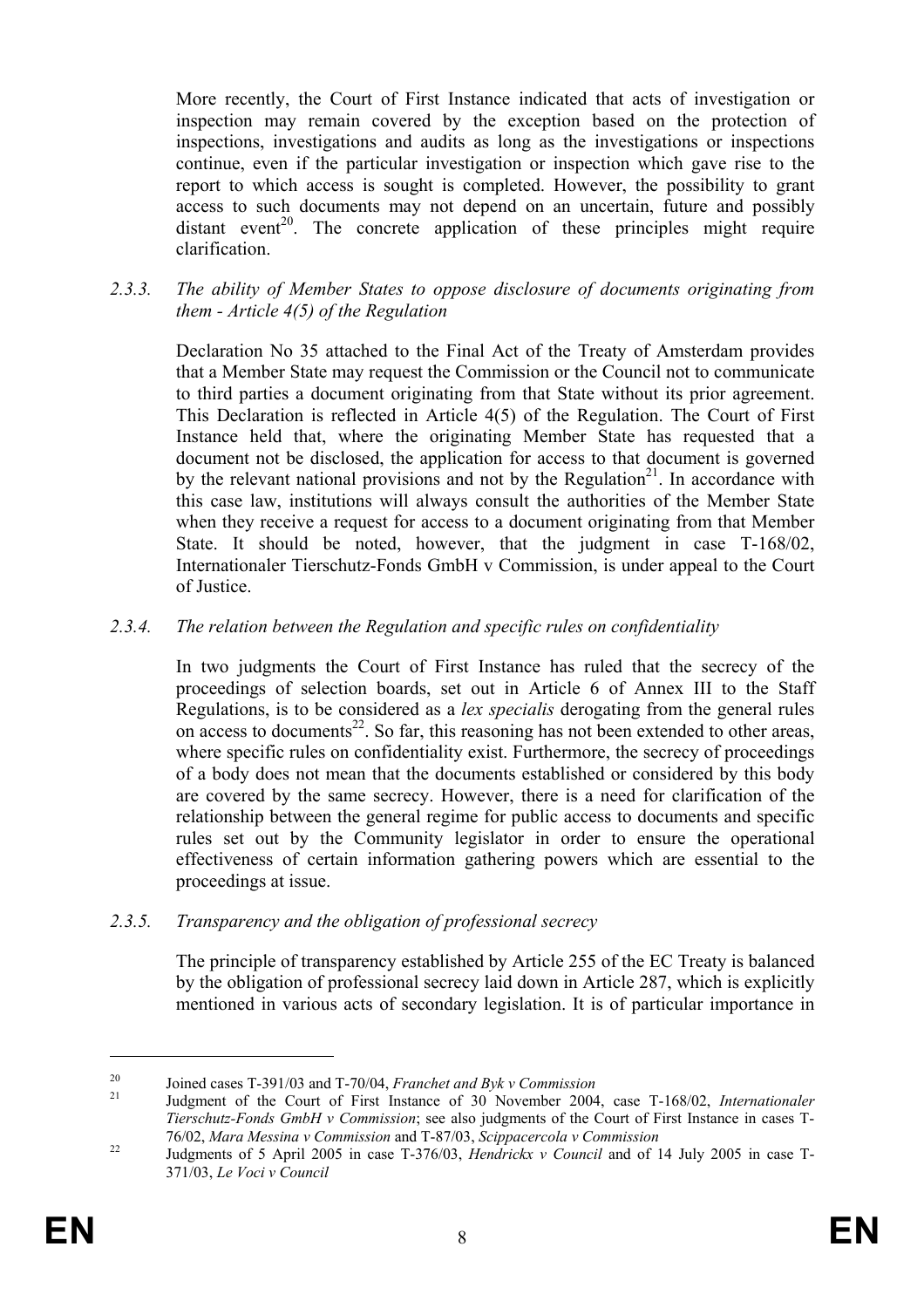More recently, the Court of First Instance indicated that acts of investigation or inspection may remain covered by the exception based on the protection of inspections, investigations and audits as long as the investigations or inspections continue, even if the particular investigation or inspection which gave rise to the report to which access is sought is completed. However, the possibility to grant access to such documents may not depend on an uncertain, future and possibly distant event[20]. The concrete application of these principles might require clarification.

### *2.3.3. The ability of Member States to oppose disclosure of documents originating from them - Article 4(5) of the Regulation*

Declaration No 35 attached to the Final Act of the Treaty of Amsterdam provides that a Member State may request the Commission or the Council not to communicate to third parties a document originating from that State without its prior agreement. This Declaration is reflected in Article 4(5) of the Regulation. The Court of First Instance held that, where the originating Member State has requested that a document not be disclosed, the application for access to that document is governed by the relevant national provisions and not by the Regulation[21]. In accordance with this case law, institutions will always consult the authorities of the Member State when they receive a request for access to a document originating from that Member State. It should be noted, however, that the judgment in case T-168/02, Internationaler Tierschutz-Fonds GmbH v Commission, is under appeal to the Court of Justice.

### *2.3.4. The relation between the Regulation and specific rules on confidentiality*

In two judgments the Court of First Instance has ruled that the secrecy of the proceedings of selection boards, set out in Article 6 of Annex III to the Staff Regulations, is to be considered as a *lex specialis* derogating from the general rules on access to documents[22]. So far, this reasoning has not been extended to other areas, where specific rules on confidentiality exist. Furthermore, the secrecy of proceedings of a body does not mean that the documents established or considered by this body are covered by the same secrecy. However, there is a need for clarification of the relationship between the general regime for public access to documents and specific rules set out by the Community legislator in order to ensure the operational effectiveness of certain information gathering powers which are essential to the proceedings at issue.

### *2.3.5. Transparency and the obligation of professional secrecy*

The principle of transparency established by Article 255 of the EC Treaty is balanced by the obligation of professional secrecy laid down in Article 287, which is explicitly mentioned in various acts of secondary legislation. It is of particular importance in

---

[20] Joined cases T-391/03 and T-70/04, *Franchet and Byk v Commission*

[21] Judgment of the Court of First Instance of 30 November 2004, case T-168/02, *Internationaler Tierschutz-Fonds GmbH v Commission*; see also judgments of the Court of First Instance in cases T-76/02, *Mara Messina v Commission* and T-87/03, *Scippacercola v Commission*

[22] Judgments of 5 April 2005 in case T-376/03, *Hendrickx v Council* and of 14 July 2005 in case T-371/03, *Le Voci v Council*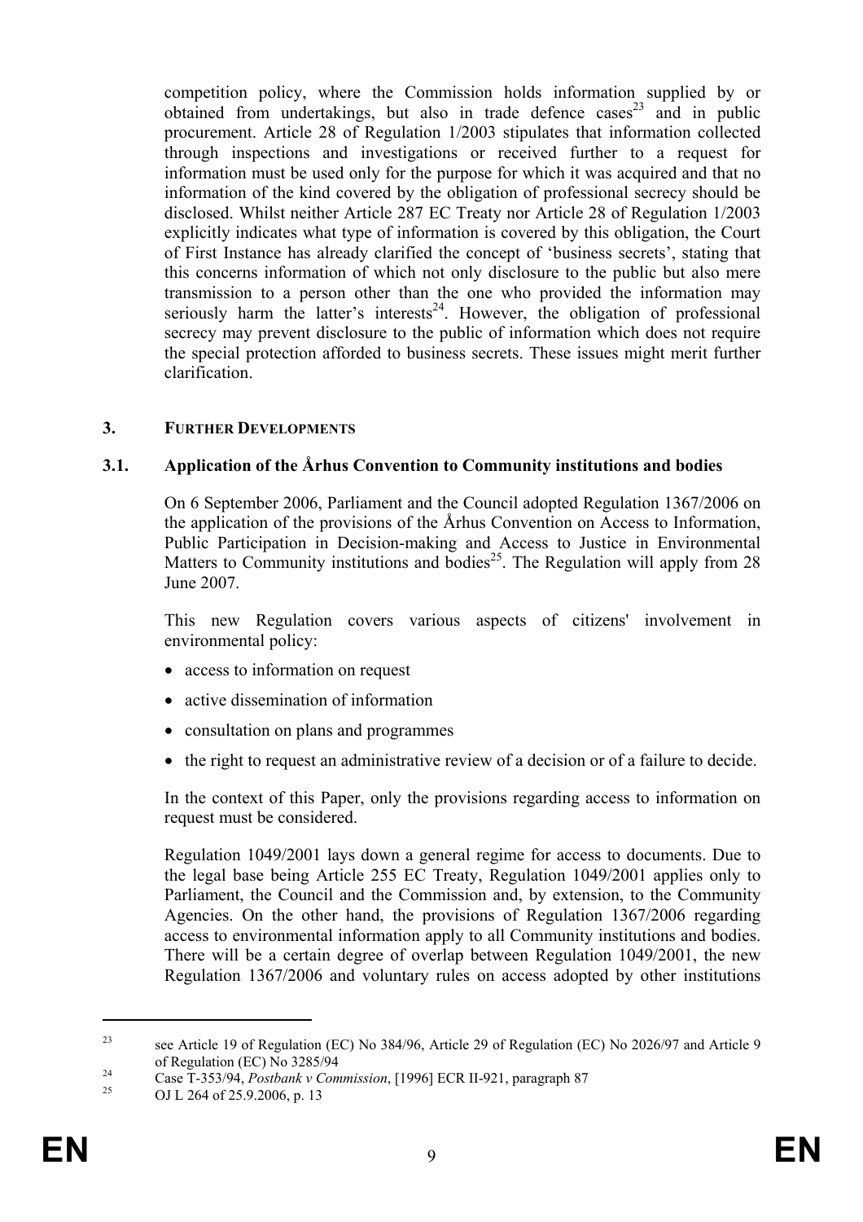competition policy, where the Commission holds information supplied by or obtained from undertakings, but also in trade defence cases[23] and in public procurement. Article 28 of Regulation 1/2003 stipulates that information collected through inspections and investigations or received further to a request for information must be used only for the purpose for which it was acquired and that no information of the kind covered by the obligation of professional secrecy should be disclosed. Whilst neither Article 287 EC Treaty nor Article 28 of Regulation 1/2003 explicitly indicates what type of information is covered by this obligation, the Court of First Instance has already clarified the concept of 'business secrets', stating that this concerns information of which not only disclosure to the public but also mere transmission to a person other than the one who provided the information may seriously harm the latter's interests[24]. However, the obligation of professional secrecy may prevent disclosure to the public of information which does not require the special protection afforded to business secrets. These issues might merit further clarification.

## 3. FURTHER DEVELOPMENTS

### 3.1. Application of the Århus Convention to Community institutions and bodies

On 6 September 2006, Parliament and the Council adopted Regulation 1367/2006 on the application of the provisions of the Århus Convention on Access to Information, Public Participation in Decision-making and Access to Justice in Environmental Matters to Community institutions and bodies[25]. The Regulation will apply from 28 June 2007.

This new Regulation covers various aspects of citizens' involvement in environmental policy:

- access to information on request
- active dissemination of information
- consultation on plans and programmes
- the right to request an administrative review of a decision or of a failure to decide.

In the context of this Paper, only the provisions regarding access to information on request must be considered.

Regulation 1049/2001 lays down a general regime for access to documents. Due to the legal base being Article 255 EC Treaty, Regulation 1049/2001 applies only to Parliament, the Council and the Commission and, by extension, to the Community Agencies. On the other hand, the provisions of Regulation 1367/2006 regarding access to environmental information apply to all Community institutions and bodies. There will be a certain degree of overlap between Regulation 1049/2001, the new Regulation 1367/2006 and voluntary rules on access adopted by other institutions

---

[23] see Article 19 of Regulation (EC) No 384/96, Article 29 of Regulation (EC) No 2026/97 and Article 9 of Regulation (EC) No 3285/94

[24] Case T-353/94, *Postbank v Commission*, [1996] ECR II-921, paragraph 87

[25] OJ L 264 of 25.9.2006, p. 13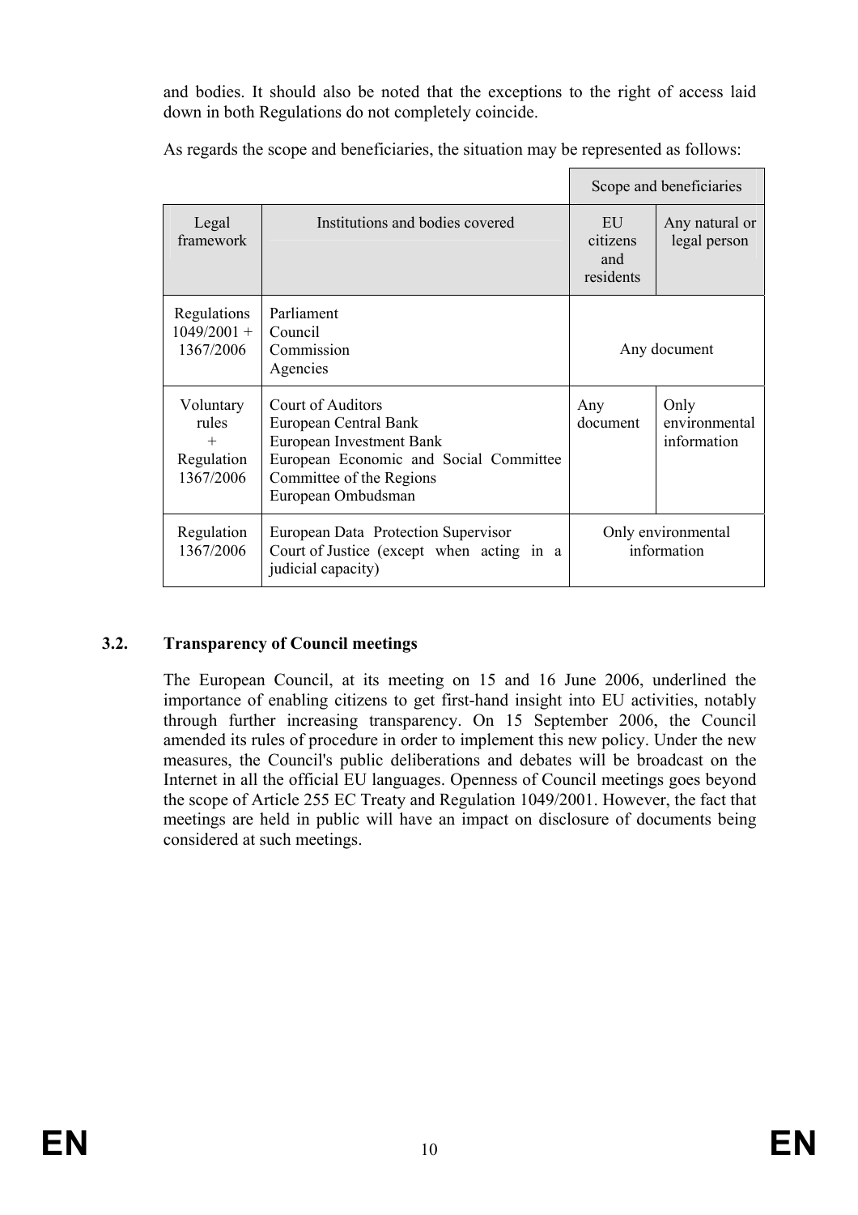and bodies. It should also be noted that the exceptions to the right of access laid down in both Regulations do not completely coincide.

As regards the scope and beneficiaries, the situation may be represented as follows:

| | | Scope and beneficiaries | |
|---|---|---|---|
| Legal framework | Institutions and bodies covered | EU citizens and residents | Any natural or legal person |
| Regulations 1049/2001 + 1367/2006 | Parliament<br>Council<br>Commission<br>Agencies | Any document | |
| Voluntary rules + Regulation 1367/2006 | Court of Auditors<br>European Central Bank<br>European Investment Bank<br>European Economic and Social Committee<br>Committee of the Regions<br>European Ombudsman | Any document | Only environmental information |
| Regulation 1367/2006 | European Data Protection Supervisor<br>Court of Justice (except when acting in a judicial capacity) | Only environmental information | |

### 3.2. Transparency of Council meetings

The European Council, at its meeting on 15 and 16 June 2006, underlined the importance of enabling citizens to get first-hand insight into EU activities, notably through further increasing transparency. On 15 September 2006, the Council amended its rules of procedure in order to implement this new policy. Under the new measures, the Council's public deliberations and debates will be broadcast on the Internet in all the official EU languages. Openness of Council meetings goes beyond the scope of Article 255 EC Treaty and Regulation 1049/2001. However, the fact that meetings are held in public will have an impact on disclosure of documents being considered at such meetings.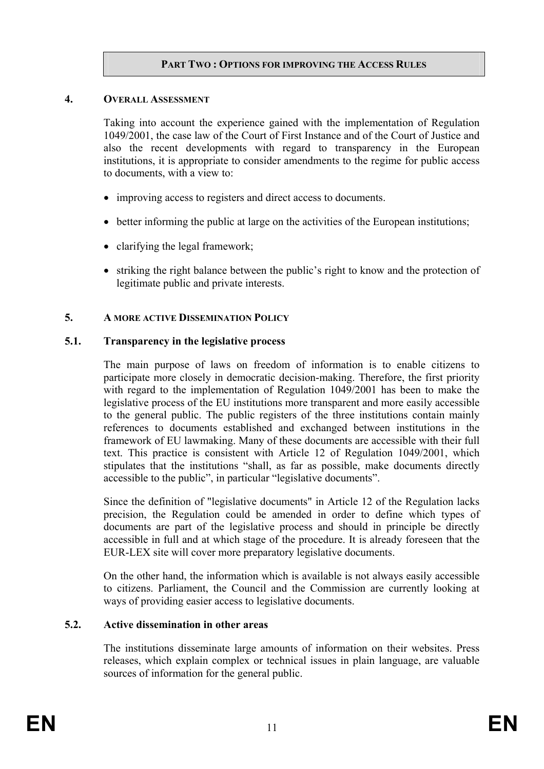# PART TWO : OPTIONS FOR IMPROVING THE ACCESS RULES

## 4. OVERALL ASSESSMENT

Taking into account the experience gained with the implementation of Regulation 1049/2001, the case law of the Court of First Instance and of the Court of Justice and also the recent developments with regard to transparency in the European institutions, it is appropriate to consider amendments to the regime for public access to documents, with a view to:

- improving access to registers and direct access to documents.
- better informing the public at large on the activities of the European institutions;
- clarifying the legal framework;
- striking the right balance between the public's right to know and the protection of legitimate public and private interests.

## 5. A MORE ACTIVE DISSEMINATION POLICY

### 5.1. Transparency in the legislative process

The main purpose of laws on freedom of information is to enable citizens to participate more closely in democratic decision-making. Therefore, the first priority with regard to the implementation of Regulation 1049/2001 has been to make the legislative process of the EU institutions more transparent and more easily accessible to the general public. The public registers of the three institutions contain mainly references to documents established and exchanged between institutions in the framework of EU lawmaking. Many of these documents are accessible with their full text. This practice is consistent with Article 12 of Regulation 1049/2001, which stipulates that the institutions "shall, as far as possible, make documents directly accessible to the public", in particular "legislative documents".

Since the definition of "legislative documents" in Article 12 of the Regulation lacks precision, the Regulation could be amended in order to define which types of documents are part of the legislative process and should in principle be directly accessible in full and at which stage of the procedure. It is already foreseen that the EUR-LEX site will cover more preparatory legislative documents.

On the other hand, the information which is available is not always easily accessible to citizens. Parliament, the Council and the Commission are currently looking at ways of providing easier access to legislative documents.

### 5.2. Active dissemination in other areas

The institutions disseminate large amounts of information on their websites. Press releases, which explain complex or technical issues in plain language, are valuable sources of information for the general public.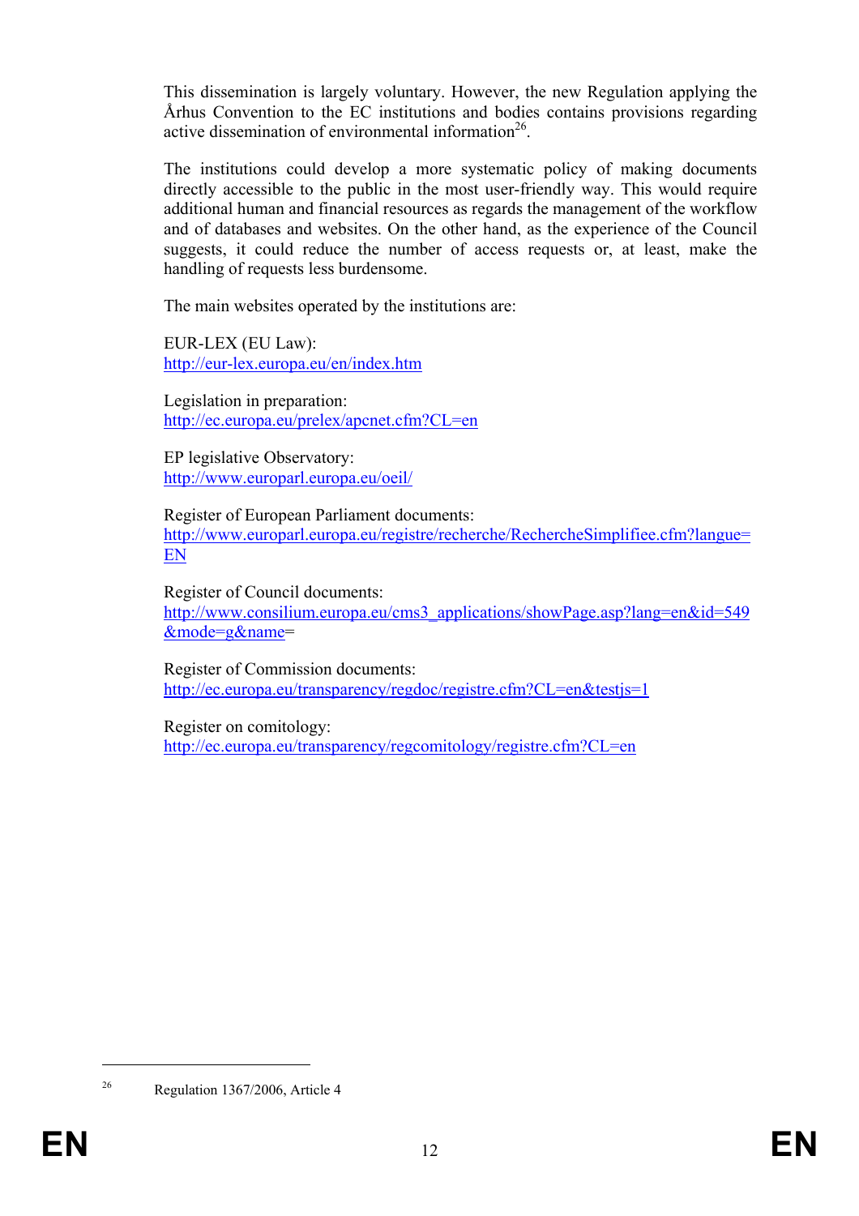This dissemination is largely voluntary. However, the new Regulation applying the Århus Convention to the EC institutions and bodies contains provisions regarding active dissemination of environmental information[26].

The institutions could develop a more systematic policy of making documents directly accessible to the public in the most user-friendly way. This would require additional human and financial resources as regards the management of the workflow and of databases and websites. On the other hand, as the experience of the Council suggests, it could reduce the number of access requests or, at least, make the handling of requests less burdensome.

The main websites operated by the institutions are:

EUR-LEX (EU Law):
http://eur-lex.europa.eu/en/index.htm

Legislation in preparation:
http://ec.europa.eu/prelex/apcnet.cfm?CL=en

EP legislative Observatory:
http://www.europarl.europa.eu/oeil/

Register of European Parliament documents:
http://www.europarl.europa.eu/registre/recherche/RechercheSimplifiee.cfm?langue=EN

Register of Council documents:
http://www.consilium.europa.eu/cms3_applications/showPage.asp?lang=en&id=549&mode=g&name=

Register of Commission documents:
http://ec.europa.eu/transparency/regdoc/registre.cfm?CL=en&testjs=1

Register on comitology:
http://ec.europa.eu/transparency/regcomitology/registre.cfm?CL=en

---

[26] Regulation 1367/2006, Article 4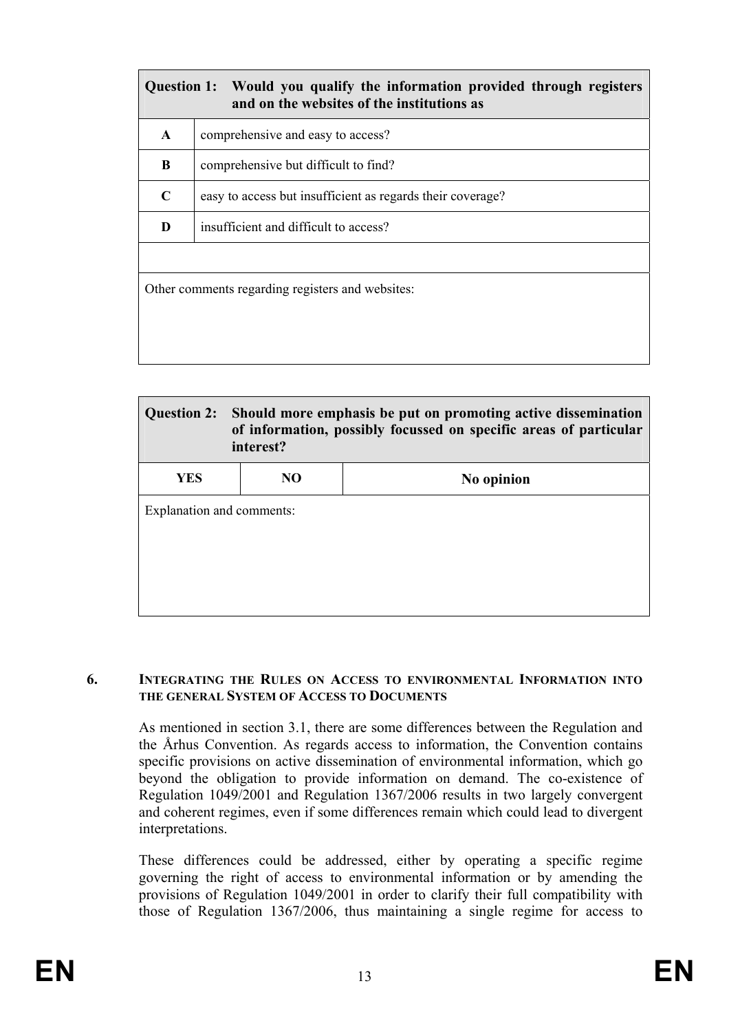| **Question 1:** | **Would you qualify the information provided through registers and on the websites of the institutions as** |
|---|---|
| **A** | comprehensive and easy to access? |
| **B** | comprehensive but difficult to find? |
| **C** | easy to access but insufficient as regards their coverage? |
| **D** | insufficient and difficult to access? |
| | |
| Other comments regarding registers and websites: | |

| **Question 2:** | **Should more emphasis be put on promoting active dissemination of information, possibly focussed on specific areas of particular interest?** | |
|---|---|---|
| **YES** | **NO** | **No opinion** |
| Explanation and comments: | | |

## 6. Integrating the Rules on Access to environmental Information into the general System of Access to Documents

As mentioned in section 3.1, there are some differences between the Regulation and the Århus Convention. As regards access to information, the Convention contains specific provisions on active dissemination of environmental information, which go beyond the obligation to provide information on demand. The co-existence of Regulation 1049/2001 and Regulation 1367/2006 results in two largely convergent and coherent regimes, even if some differences remain which could lead to divergent interpretations.

These differences could be addressed, either by operating a specific regime governing the right of access to environmental information or by amending the provisions of Regulation 1049/2001 in order to clarify their full compatibility with those of Regulation 1367/2006, thus maintaining a single regime for access to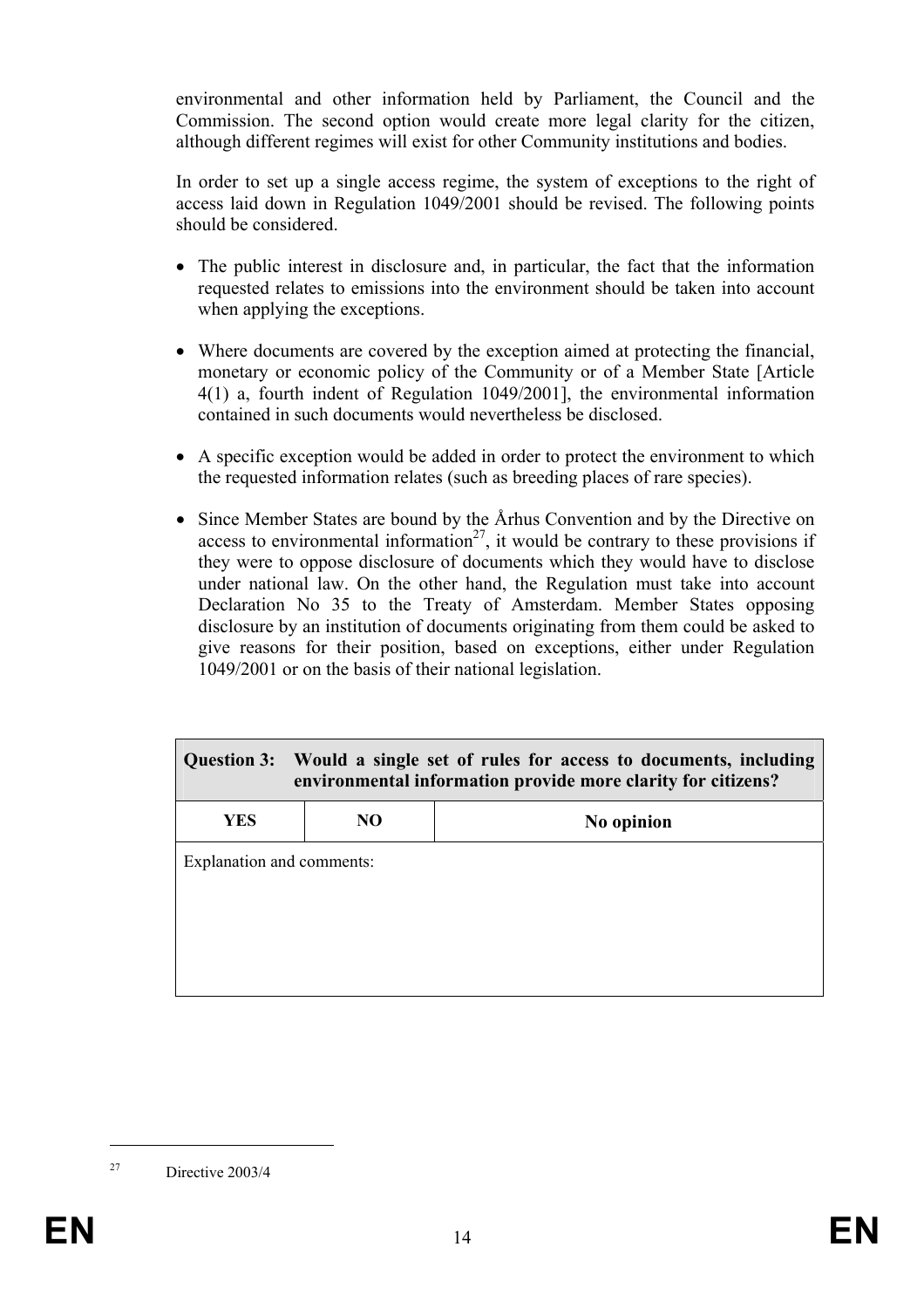environmental and other information held by Parliament, the Council and the Commission. The second option would create more legal clarity for the citizen, although different regimes will exist for other Community institutions and bodies.

In order to set up a single access regime, the system of exceptions to the right of access laid down in Regulation 1049/2001 should be revised. The following points should be considered.

- The public interest in disclosure and, in particular, the fact that the information requested relates to emissions into the environment should be taken into account when applying the exceptions.
- Where documents are covered by the exception aimed at protecting the financial, monetary or economic policy of the Community or of a Member State [Article 4(1) a, fourth indent of Regulation 1049/2001], the environmental information contained in such documents would nevertheless be disclosed.
- A specific exception would be added in order to protect the environment to which the requested information relates (such as breeding places of rare species).
- Since Member States are bound by the Århus Convention and by the Directive on access to environmental information[27], it would be contrary to these provisions if they were to oppose disclosure of documents which they would have to disclose under national law. On the other hand, the Regulation must take into account Declaration No 35 to the Treaty of Amsterdam. Member States opposing disclosure by an institution of documents originating from them could be asked to give reasons for their position, based on exceptions, either under Regulation 1049/2001 or on the basis of their national legislation.

| **Question 3: Would a single set of rules for access to documents, including environmental information provide more clarity for citizens?** | | |
|---|---|---|
| **YES** | **NO** | **No opinion** |
| Explanation and comments: | | |

[27] Directive 2003/4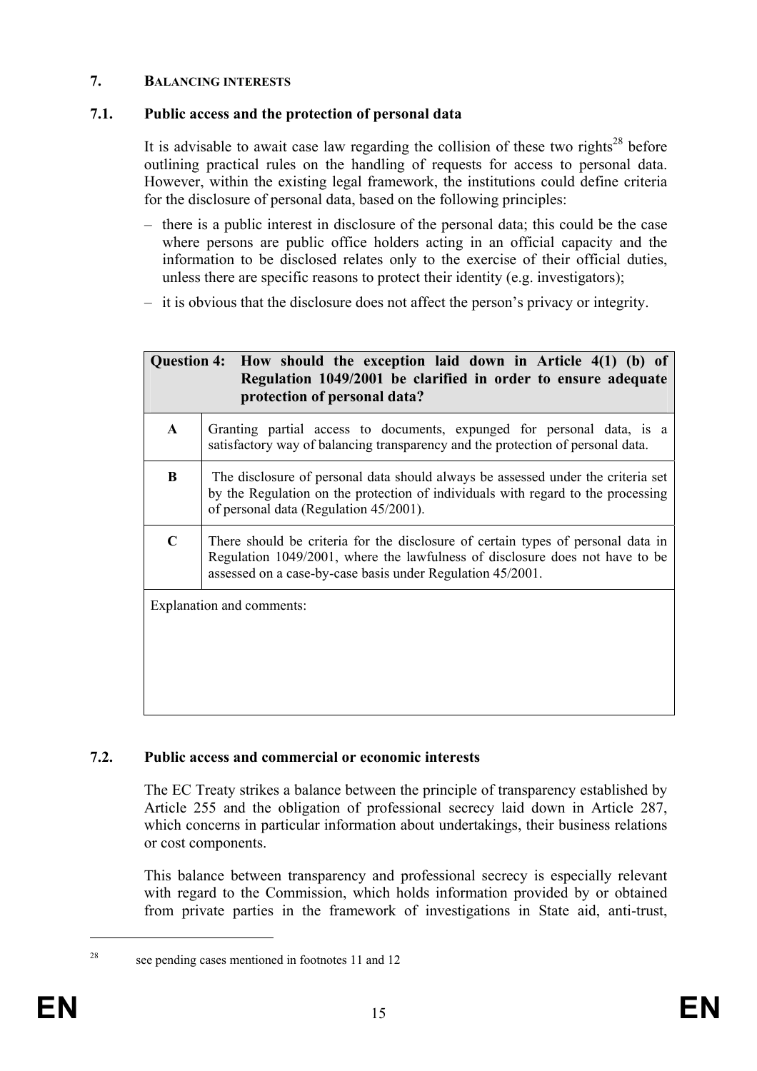## 7. BALANCING INTERESTS

### 7.1. Public access and the protection of personal data

It is advisable to await case law regarding the collision of these two rights[28] before outlining practical rules on the handling of requests for access to personal data. However, within the existing legal framework, the institutions could define criteria for the disclosure of personal data, based on the following principles:

- there is a public interest in disclosure of the personal data; this could be the case where persons are public office holders acting in an official capacity and the information to be disclosed relates only to the exercise of their official duties, unless there are specific reasons to protect their identity (e.g. investigators);
- it is obvious that the disclosure does not affect the person's privacy or integrity.

| **Question 4: How should the exception laid down in Article 4(1) (b) of Regulation 1049/2001 be clarified in order to ensure adequate protection of personal data?** | |
|---|---|
| **A** | Granting partial access to documents, expunged for personal data, is a satisfactory way of balancing transparency and the protection of personal data. |
| **B** | The disclosure of personal data should always be assessed under the criteria set by the Regulation on the protection of individuals with regard to the processing of personal data (Regulation 45/2001). |
| **C** | There should be criteria for the disclosure of certain types of personal data in Regulation 1049/2001, where the lawfulness of disclosure does not have to be assessed on a case-by-case basis under Regulation 45/2001. |
| Explanation and comments: | |

### 7.2. Public access and commercial or economic interests

The EC Treaty strikes a balance between the principle of transparency established by Article 255 and the obligation of professional secrecy laid down in Article 287, which concerns in particular information about undertakings, their business relations or cost components.

This balance between transparency and professional secrecy is especially relevant with regard to the Commission, which holds information provided by or obtained from private parties in the framework of investigations in State aid, anti-trust,

[28] see pending cases mentioned in footnotes 11 and 12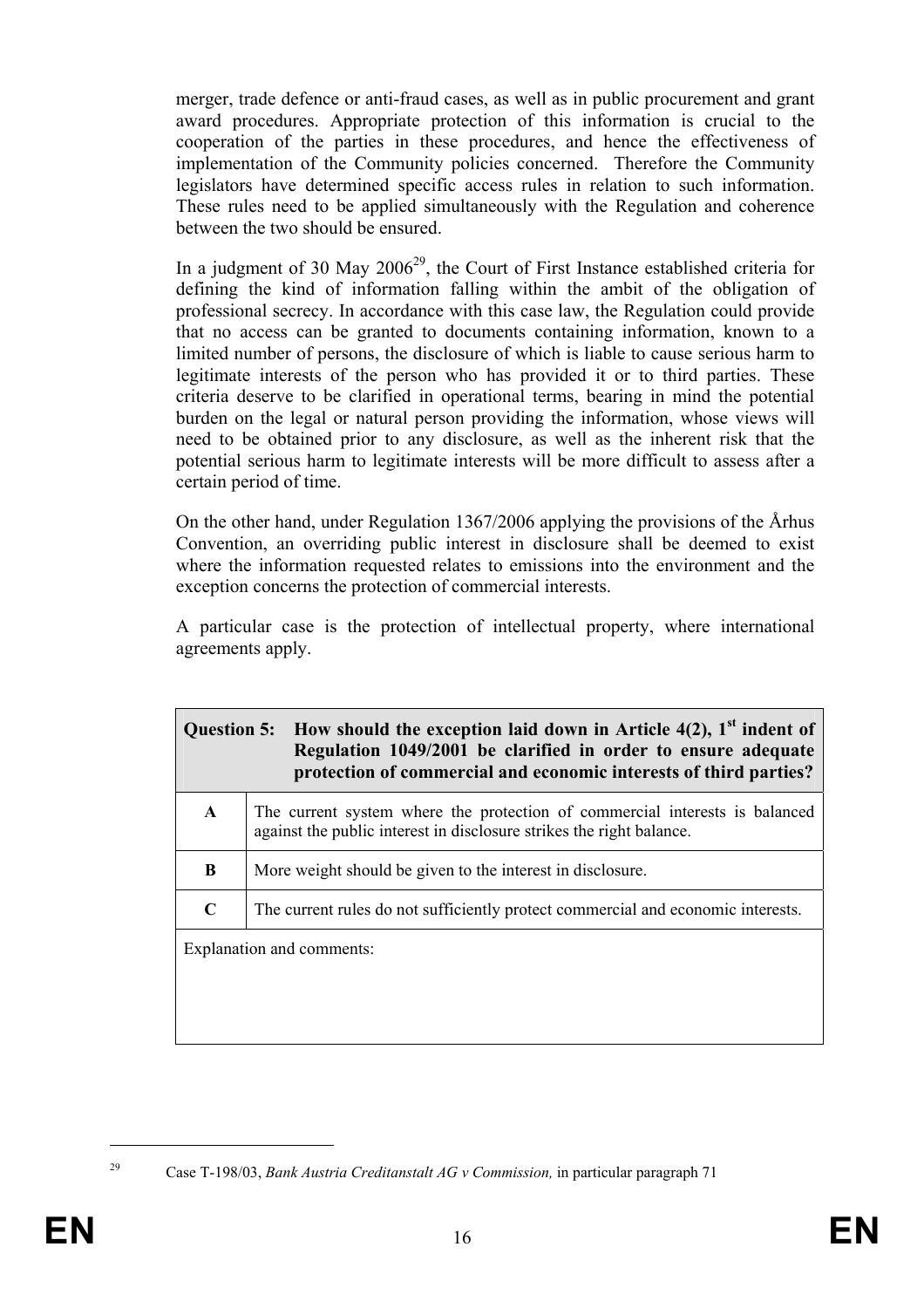merger, trade defence or anti-fraud cases, as well as in public procurement and grant award procedures. Appropriate protection of this information is crucial to the cooperation of the parties in these procedures, and hence the effectiveness of implementation of the Community policies concerned. Therefore the Community legislators have determined specific access rules in relation to such information. These rules need to be applied simultaneously with the Regulation and coherence between the two should be ensured.

In a judgment of 30 May 2006[29], the Court of First Instance established criteria for defining the kind of information falling within the ambit of the obligation of professional secrecy. In accordance with this case law, the Regulation could provide that no access can be granted to documents containing information, known to a limited number of persons, the disclosure of which is liable to cause serious harm to legitimate interests of the person who has provided it or to third parties. These criteria deserve to be clarified in operational terms, bearing in mind the potential burden on the legal or natural person providing the information, whose views will need to be obtained prior to any disclosure, as well as the inherent risk that the potential serious harm to legitimate interests will be more difficult to assess after a certain period of time.

On the other hand, under Regulation 1367/2006 applying the provisions of the Århus Convention, an overriding public interest in disclosure shall be deemed to exist where the information requested relates to emissions into the environment and the exception concerns the protection of commercial interests.

A particular case is the protection of intellectual property, where international agreements apply.

| **Question 5:** | **How should the exception laid down in Article 4(2), 1st indent of Regulation 1049/2001 be clarified in order to ensure adequate protection of commercial and economic interests of third parties?** |
|---|---|
| **A** | The current system where the protection of commercial interests is balanced against the public interest in disclosure strikes the right balance. |
| **B** | More weight should be given to the interest in disclosure. |
| **C** | The current rules do not sufficiently protect commercial and economic interests. |
| Explanation and comments: | |

[29] Case T-198/03, *Bank Austria Creditanstalt AG v Commission,* in particular paragraph 71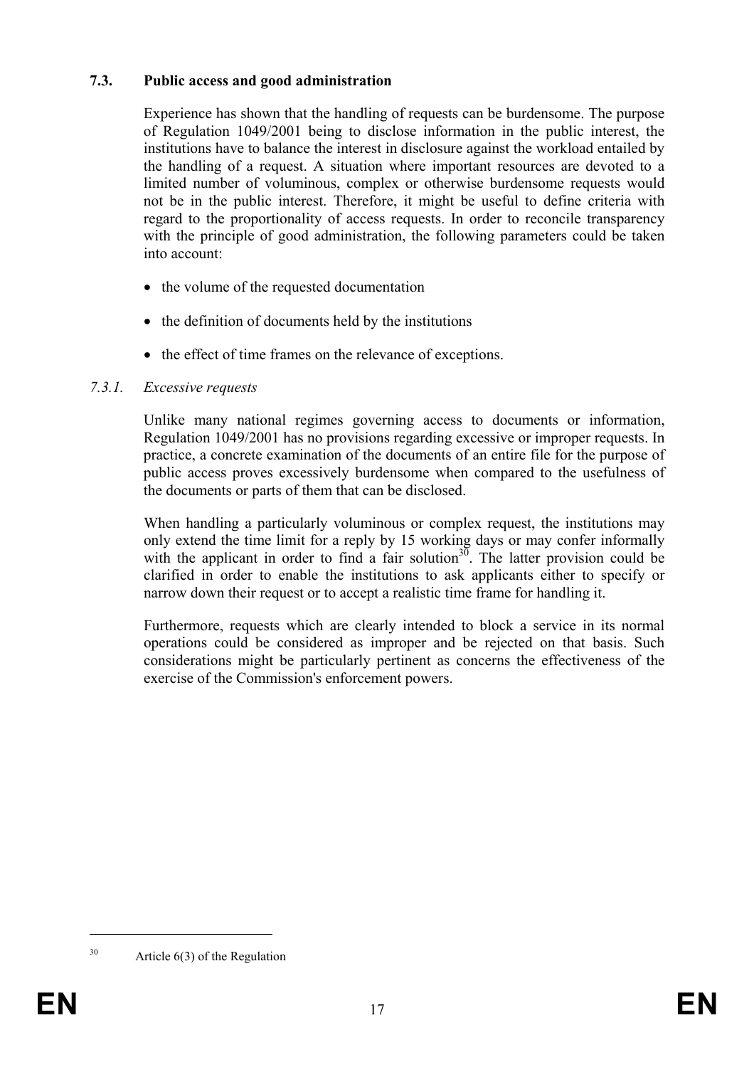## 7.3. Public access and good administration

Experience has shown that the handling of requests can be burdensome. The purpose of Regulation 1049/2001 being to disclose information in the public interest, the institutions have to balance the interest in disclosure against the workload entailed by the handling of a request. A situation where important resources are devoted to a limited number of voluminous, complex or otherwise burdensome requests would not be in the public interest. Therefore, it might be useful to define criteria with regard to the proportionality of access requests. In order to reconcile transparency with the principle of good administration, the following parameters could be taken into account:

- the volume of the requested documentation
- the definition of documents held by the institutions
- the effect of time frames on the relevance of exceptions.

### *7.3.1. Excessive requests*

Unlike many national regimes governing access to documents or information, Regulation 1049/2001 has no provisions regarding excessive or improper requests. In practice, a concrete examination of the documents of an entire file for the purpose of public access proves excessively burdensome when compared to the usefulness of the documents or parts of them that can be disclosed.

When handling a particularly voluminous or complex request, the institutions may only extend the time limit for a reply by 15 working days or may confer informally with the applicant in order to find a fair solution[30]. The latter provision could be clarified in order to enable the institutions to ask applicants either to specify or narrow down their request or to accept a realistic time frame for handling it.

Furthermore, requests which are clearly intended to block a service in its normal operations could be considered as improper and be rejected on that basis. Such considerations might be particularly pertinent as concerns the effectiveness of the exercise of the Commission's enforcement powers.

---

[30] Article 6(3) of the Regulation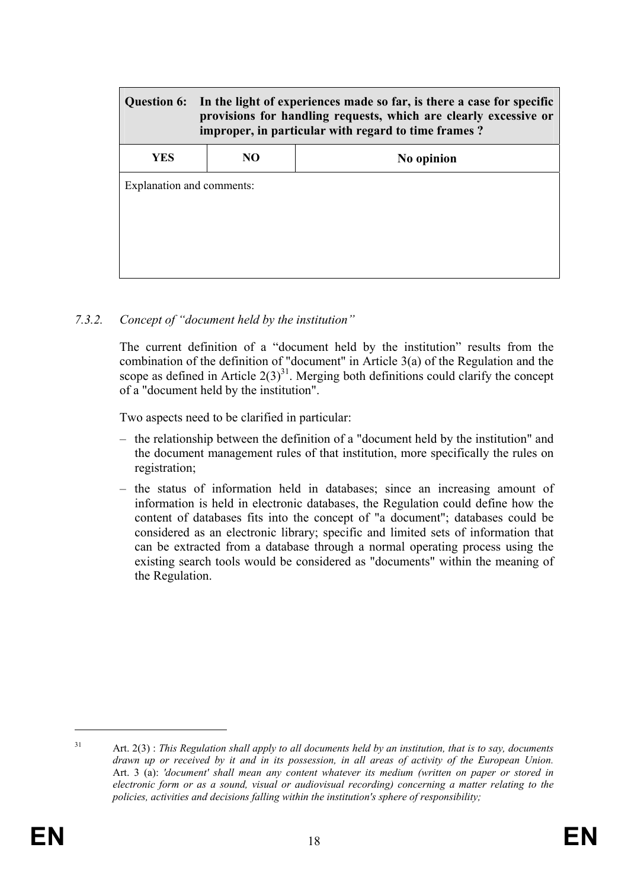| **Question 6:** | **In the light of experiences made so far, is there a case for specific provisions for handling requests, which are clearly excessive or improper, in particular with regard to time frames ?** | |
|---|---|---|
| **YES** | **NO** | **No opinion** |
| Explanation and comments: | | |

### 7.3.2. *Concept of "document held by the institution"*

The current definition of a "document held by the institution" results from the combination of the definition of "document" in Article 3(a) of the Regulation and the scope as defined in Article 2(3)[31]. Merging both definitions could clarify the concept of a "document held by the institution".

Two aspects need to be clarified in particular:

- the relationship between the definition of a "document held by the institution" and the document management rules of that institution, more specifically the rules on registration;
- the status of information held in databases; since an increasing amount of information is held in electronic databases, the Regulation could define how the content of databases fits into the concept of "a document"; databases could be considered as an electronic library; specific and limited sets of information that can be extracted from a database through a normal operating process using the existing search tools would be considered as "documents" within the meaning of the Regulation.

---

[31] Art. 2(3) : *This Regulation shall apply to all documents held by an institution, that is to say, documents drawn up or received by it and in its possession, in all areas of activity of the European Union.* Art. 3 (a): *'document' shall mean any content whatever its medium (written on paper or stored in electronic form or as a sound, visual or audiovisual recording) concerning a matter relating to the policies, activities and decisions falling within the institution's sphere of responsibility;*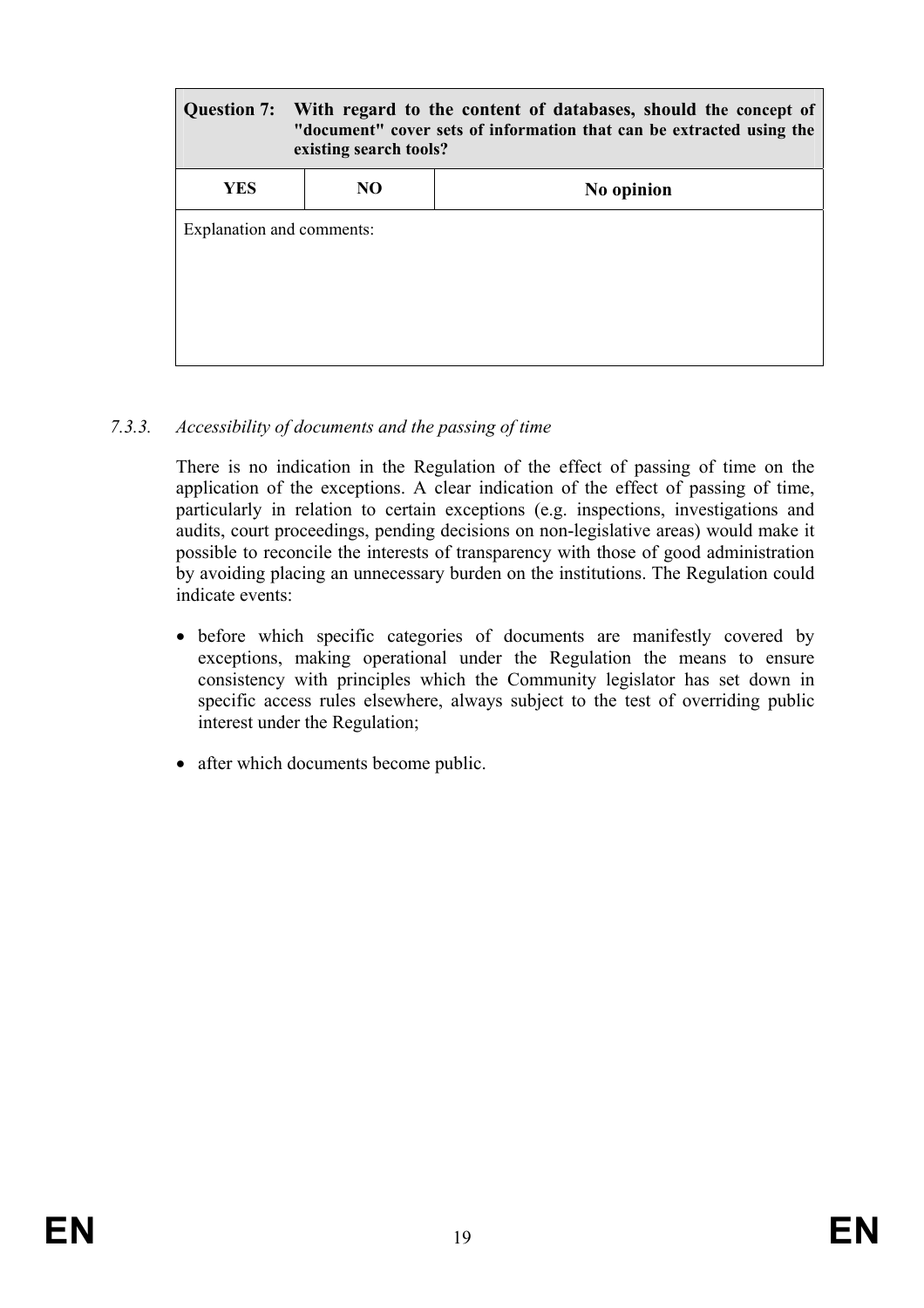| **Question 7:** | **With regard to the content of databases, should the concept of "document" cover sets of information that can be extracted using the existing search tools?** | |
|---|---|---|
| **YES** | **NO** | **No opinion** |
| Explanation and comments: | | |

*7.3.3. Accessibility of documents and the passing of time*

There is no indication in the Regulation of the effect of passing of time on the application of the exceptions. A clear indication of the effect of passing of time, particularly in relation to certain exceptions (e.g. inspections, investigations and audits, court proceedings, pending decisions on non-legislative areas) would make it possible to reconcile the interests of transparency with those of good administration by avoiding placing an unnecessary burden on the institutions. The Regulation could indicate events:

- before which specific categories of documents are manifestly covered by exceptions, making operational under the Regulation the means to ensure consistency with principles which the Community legislator has set down in specific access rules elsewhere, always subject to the test of overriding public interest under the Regulation;
- after which documents become public.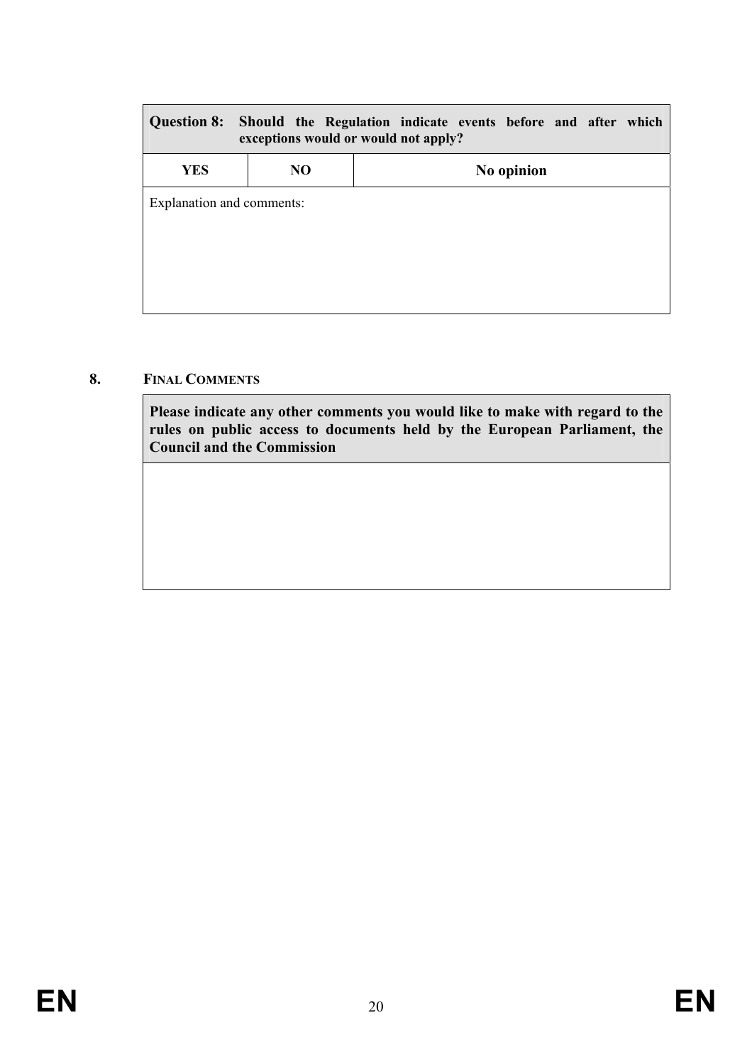| **Question 8:** | **Should the Regulation indicate events before and after which exceptions would or would not apply?** | |
|---|---|---|
| **YES** | **NO** | **No opinion** |
| Explanation and comments: | | |

## 8. FINAL COMMENTS

| **Please indicate any other comments you would like to make with regard to the rules on public access to documents held by the European Parliament, the Council and the Commission** |
|---|
| |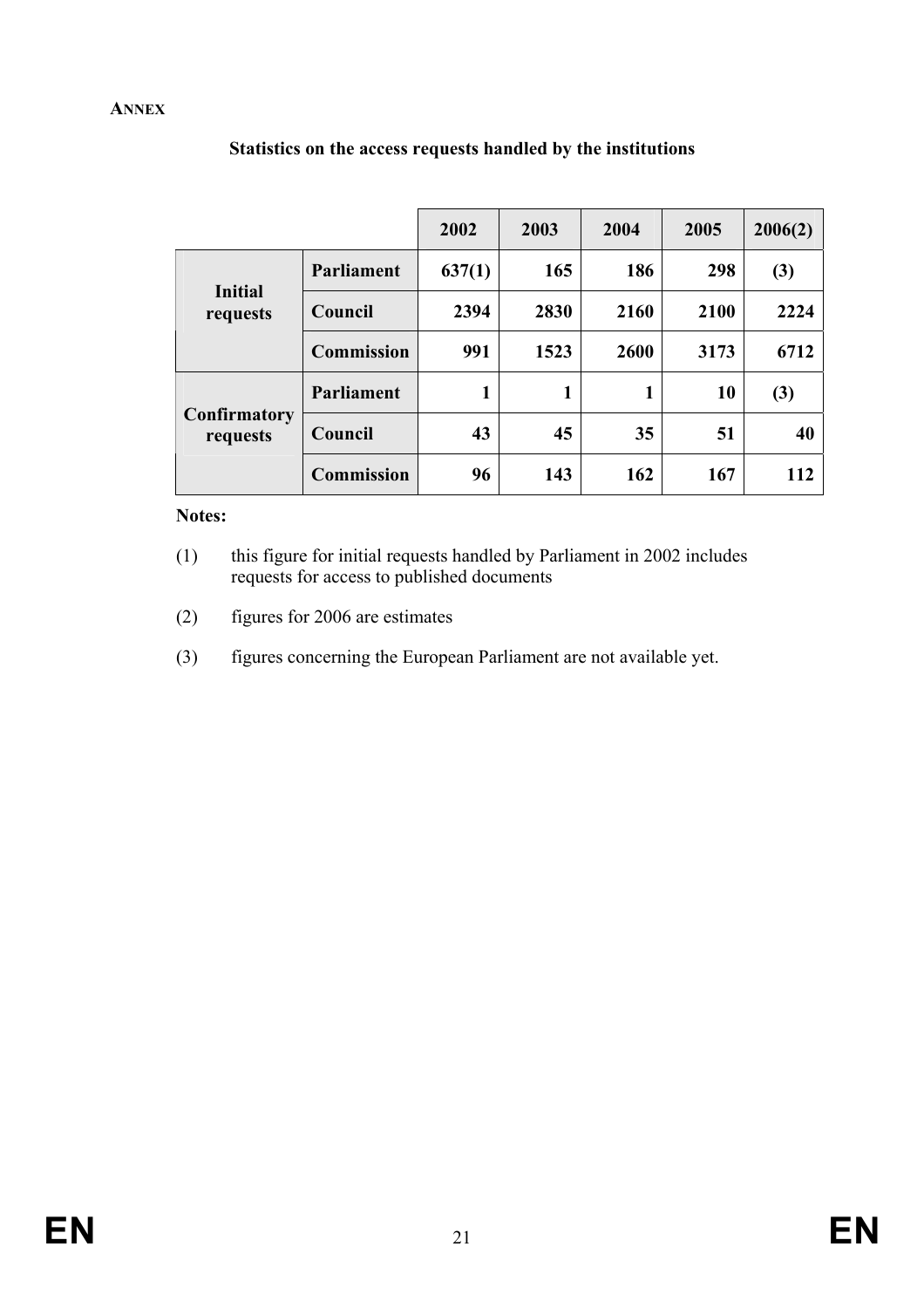**ANNEX**

**Statistics on the access requests handled by the institutions**

| | | 2002 | 2003 | 2004 | 2005 | 2006(2) |
|---|---|---|---|---|---|---|
| **Initial requests** | **Parliament** | **637(1)** | **165** | **186** | **298** | **(3)** |
| | **Council** | **2394** | **2830** | **2160** | **2100** | **2224** |
| | **Commission** | **991** | **1523** | **2600** | **3173** | **6712** |
| **Confirmatory requests** | **Parliament** | **1** | **1** | **1** | **10** | **(3)** |
| | **Council** | **43** | **45** | **35** | **51** | **40** |
| | **Commission** | **96** | **143** | **162** | **167** | **112** |

**Notes:**

(1) this figure for initial requests handled by Parliament in 2002 includes requests for access to published documents

(2) figures for 2006 are estimates

(3) figures concerning the European Parliament are not available yet.